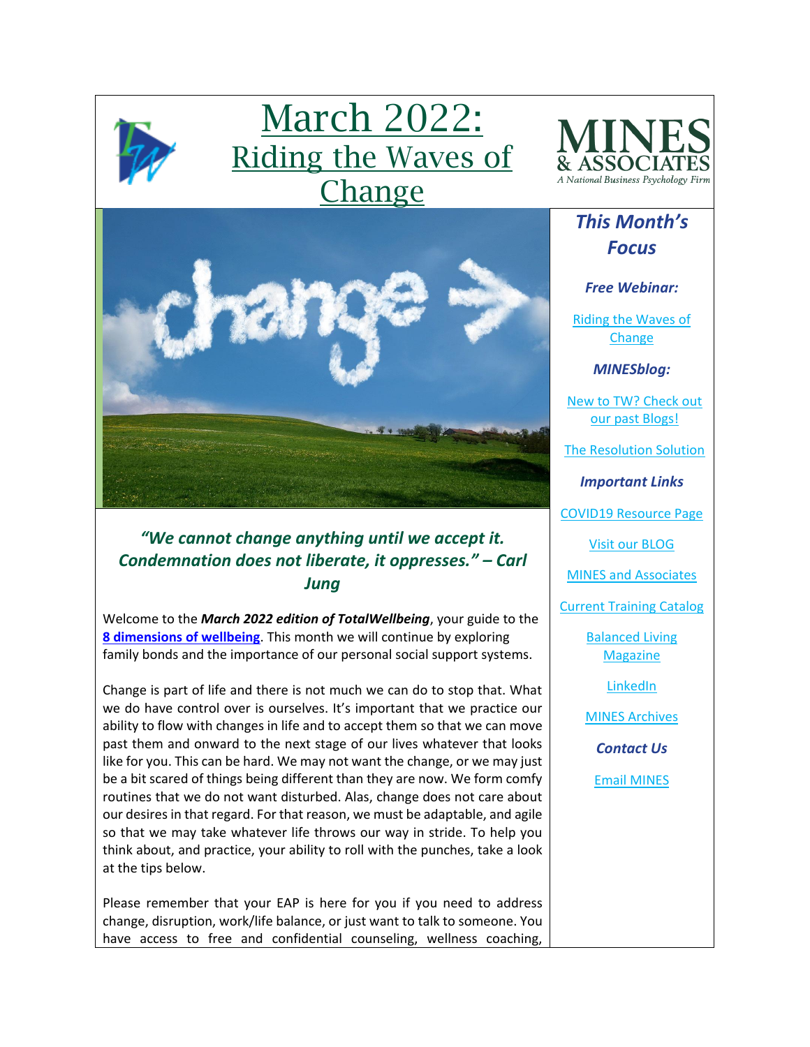# March 2022: Riding the Waves of Change

MINES & ASSOCIATES
A National Business Psychology Firm

### *This Month's Focus*

***Free Webinar:***

Riding the Waves of Change

***MINESblog:***

New to TW? Check out our past Blogs!

The Resolution Solution

***Important Links***

COVID19 Resource Page

Visit our BLOG

MINES and Associates

Current Training Catalog

Balanced Living Magazine

LinkedIn

MINES Archives

***Contact Us***

Email MINES

***"We cannot change anything until we accept it. Condemnation does not liberate, it oppresses." – Carl Jung***

Welcome to the ***March 2022 edition of TotalWellbeing***, your guide to the **8 dimensions of wellbeing**. This month we will continue by exploring family bonds and the importance of our personal social support systems.

Change is part of life and there is not much we can do to stop that. What we do have control over is ourselves. It's important that we practice our ability to flow with changes in life and to accept them so that we can move past them and onward to the next stage of our lives whatever that looks like for you. This can be hard. We may not want the change, or we may just be a bit scared of things being different than they are now. We form comfy routines that we do not want disturbed. Alas, change does not care about our desires in that regard. For that reason, we must be adaptable, and agile so that we may take whatever life throws our way in stride. To help you think about, and practice, your ability to roll with the punches, take a look at the tips below.

Please remember that your EAP is here for you if you need to address change, disruption, work/life balance, or just want to talk to someone. You have access to free and confidential counseling, wellness coaching,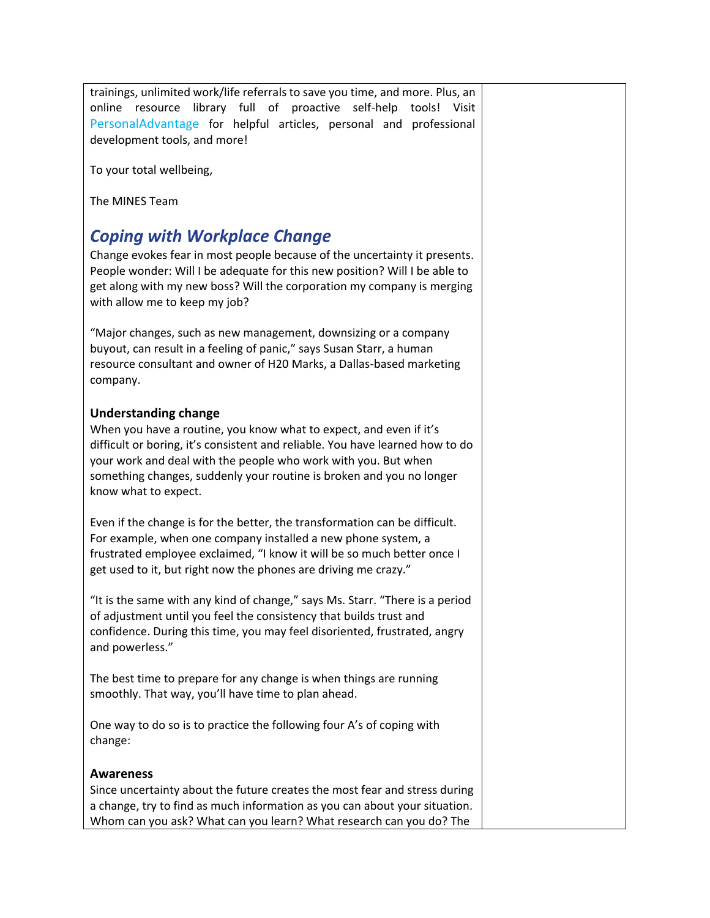trainings, unlimited work/life referrals to save you time, and more. Plus, an online resource library full of proactive self-help tools! Visit PersonalAdvantage for helpful articles, personal and professional development tools, and more!

To your total wellbeing,

The MINES Team

## *Coping with Workplace Change*

Change evokes fear in most people because of the uncertainty it presents. People wonder: Will I be adequate for this new position? Will I be able to get along with my new boss? Will the corporation my company is merging with allow me to keep my job?

"Major changes, such as new management, downsizing or a company buyout, can result in a feeling of panic," says Susan Starr, a human resource consultant and owner of H20 Marks, a Dallas-based marketing company.

### Understanding change

When you have a routine, you know what to expect, and even if it's difficult or boring, it's consistent and reliable. You have learned how to do your work and deal with the people who work with you. But when something changes, suddenly your routine is broken and you no longer know what to expect.

Even if the change is for the better, the transformation can be difficult. For example, when one company installed a new phone system, a frustrated employee exclaimed, "I know it will be so much better once I get used to it, but right now the phones are driving me crazy."

"It is the same with any kind of change," says Ms. Starr. "There is a period of adjustment until you feel the consistency that builds trust and confidence. During this time, you may feel disoriented, frustrated, angry and powerless."

The best time to prepare for any change is when things are running smoothly. That way, you'll have time to plan ahead.

One way to do so is to practice the following four A's of coping with change:

### Awareness

Since uncertainty about the future creates the most fear and stress during a change, try to find as much information as you can about your situation. Whom can you ask? What can you learn? What research can you do? The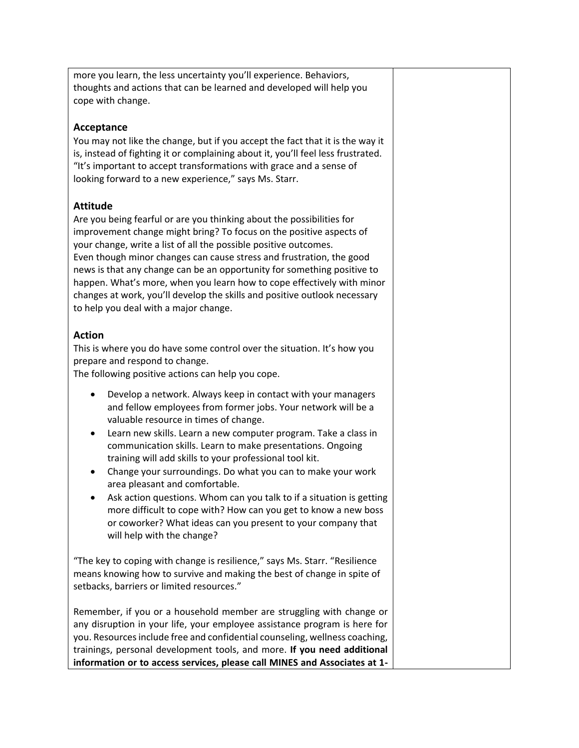more you learn, the less uncertainty you'll experience. Behaviors, thoughts and actions that can be learned and developed will help you cope with change.

### Acceptance

You may not like the change, but if you accept the fact that it is the way it is, instead of fighting it or complaining about it, you'll feel less frustrated. "It's important to accept transformations with grace and a sense of looking forward to a new experience," says Ms. Starr.

### Attitude

Are you being fearful or are you thinking about the possibilities for improvement change might bring? To focus on the positive aspects of your change, write a list of all the possible positive outcomes.
Even though minor changes can cause stress and frustration, the good news is that any change can be an opportunity for something positive to happen. What's more, when you learn how to cope effectively with minor changes at work, you'll develop the skills and positive outlook necessary to help you deal with a major change.

### Action

This is where you do have some control over the situation. It's how you prepare and respond to change.
The following positive actions can help you cope.

- Develop a network. Always keep in contact with your managers and fellow employees from former jobs. Your network will be a valuable resource in times of change.
- Learn new skills. Learn a new computer program. Take a class in communication skills. Learn to make presentations. Ongoing training will add skills to your professional tool kit.
- Change your surroundings. Do what you can to make your work area pleasant and comfortable.
- Ask action questions. Whom can you talk to if a situation is getting more difficult to cope with? How can you get to know a new boss or coworker? What ideas can you present to your company that will help with the change?

"The key to coping with change is resilience," says Ms. Starr. "Resilience means knowing how to survive and making the best of change in spite of setbacks, barriers or limited resources."

Remember, if you or a household member are struggling with change or any disruption in your life, your employee assistance program is here for you. Resources include free and confidential counseling, wellness coaching, trainings, personal development tools, and more. **If you need additional information or to access services, please call MINES and Associates at 1-**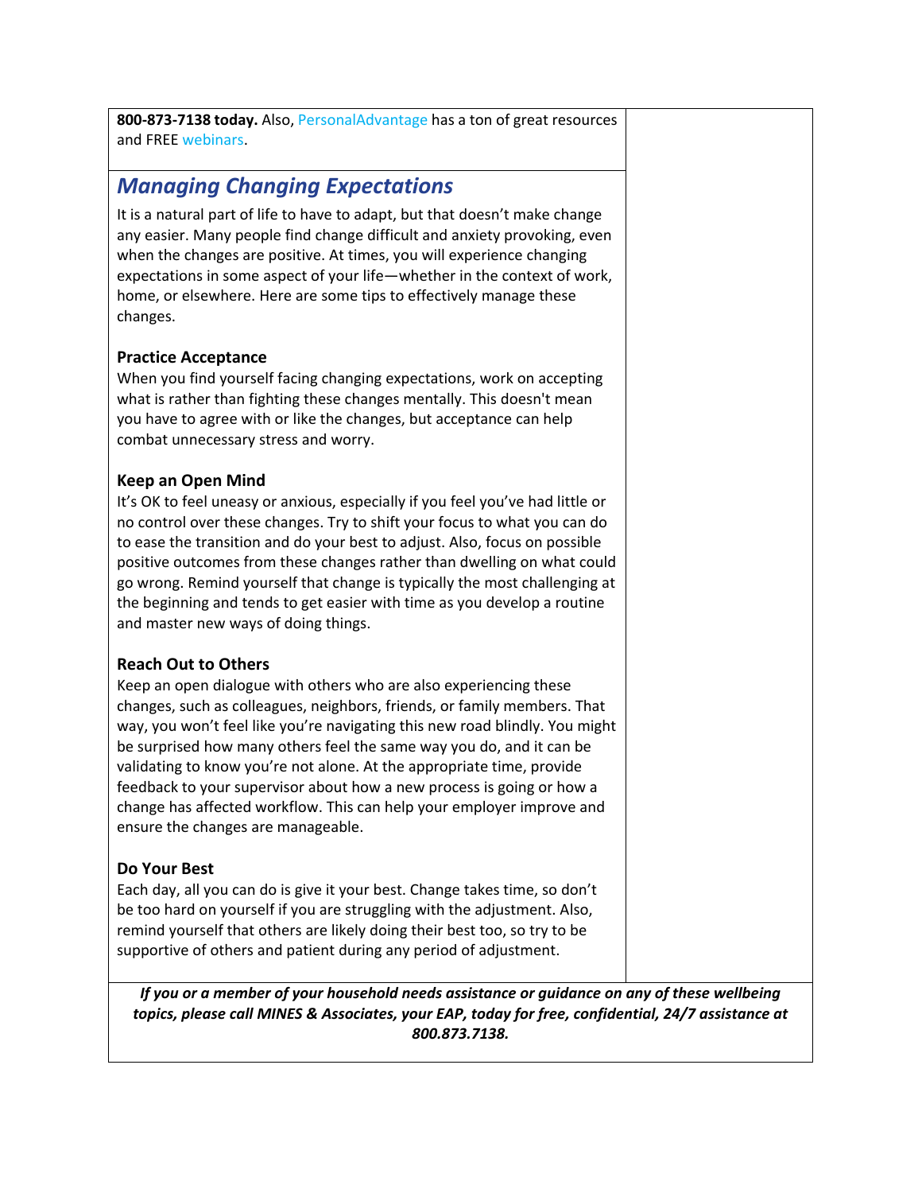**800-873-7138 today.** Also, PersonalAdvantage has a ton of great resources and FREE webinars.

## *Managing Changing Expectations*

It is a natural part of life to have to adapt, but that doesn't make change any easier. Many people find change difficult and anxiety provoking, even when the changes are positive. At times, you will experience changing expectations in some aspect of your life—whether in the context of work, home, or elsewhere. Here are some tips to effectively manage these changes.

**Practice Acceptance**
When you find yourself facing changing expectations, work on accepting what is rather than fighting these changes mentally. This doesn't mean you have to agree with or like the changes, but acceptance can help combat unnecessary stress and worry.

**Keep an Open Mind**
It's OK to feel uneasy or anxious, especially if you feel you've had little or no control over these changes. Try to shift your focus to what you can do to ease the transition and do your best to adjust. Also, focus on possible positive outcomes from these changes rather than dwelling on what could go wrong. Remind yourself that change is typically the most challenging at the beginning and tends to get easier with time as you develop a routine and master new ways of doing things.

**Reach Out to Others**
Keep an open dialogue with others who are also experiencing these changes, such as colleagues, neighbors, friends, or family members. That way, you won't feel like you're navigating this new road blindly. You might be surprised how many others feel the same way you do, and it can be validating to know you're not alone. At the appropriate time, provide feedback to your supervisor about how a new process is going or how a change has affected workflow. This can help your employer improve and ensure the changes are manageable.

**Do Your Best**
Each day, all you can do is give it your best. Change takes time, so don't be too hard on yourself if you are struggling with the adjustment. Also, remind yourself that others are likely doing their best too, so try to be supportive of others and patient during any period of adjustment.

***If you or a member of your household needs assistance or guidance on any of these wellbeing topics, please call MINES & Associates, your EAP, today for free, confidential, 24/7 assistance at 800.873.7138.***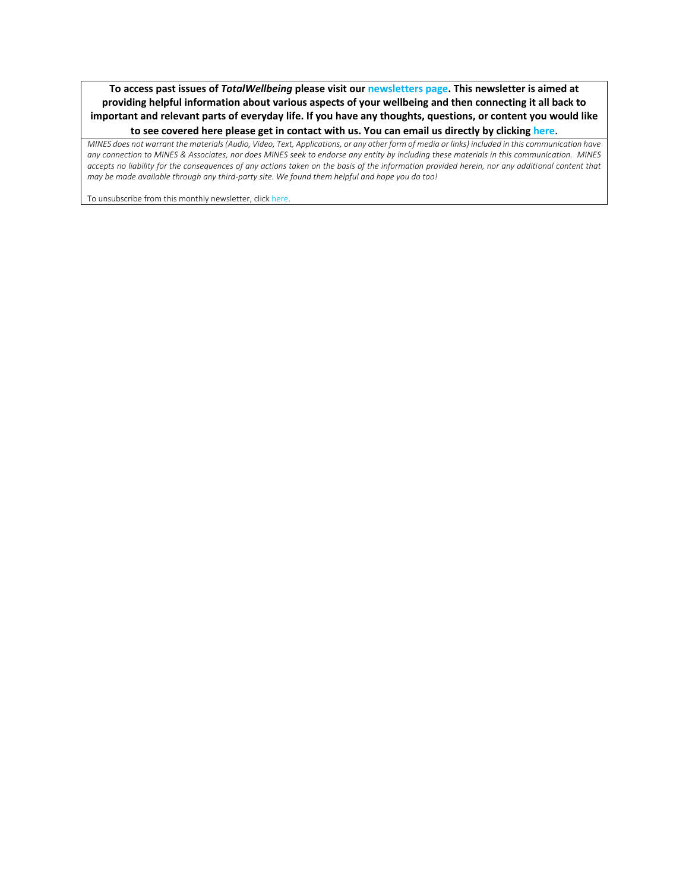**To access past issues of *TotalWellbeing* please visit our newsletters page. This newsletter is aimed at providing helpful information about various aspects of your wellbeing and then connecting it all back to important and relevant parts of everyday life. If you have any thoughts, questions, or content you would like to see covered here please get in contact with us. You can email us directly by clicking here.**

*MINES does not warrant the materials (Audio, Video, Text, Applications, or any other form of media or links) included in this communication have any connection to MINES & Associates, nor does MINES seek to endorse any entity by including these materials in this communication. MINES accepts no liability for the consequences of any actions taken on the basis of the information provided herein, nor any additional content that may be made available through any third-party site. We found them helpful and hope you do too!*

To unsubscribe from this monthly newsletter, click here.